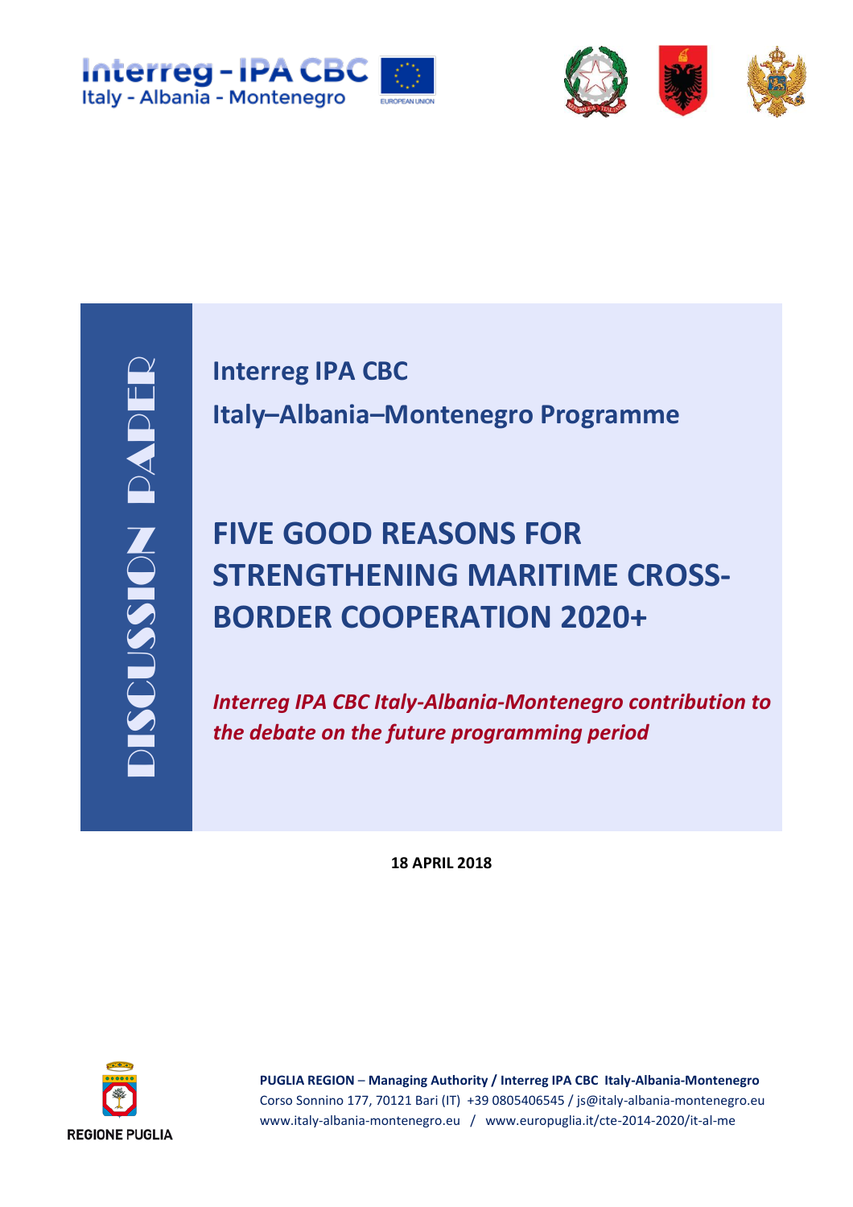Interreg - IPA CBC
Italy - Albania - Montenegro

DISCUSSION PAPER

**Interreg IPA CBC**

**Italy–Albania–Montenegro Programme**

# FIVE GOOD REASONS FOR STRENGTHENING MARITIME CROSS-BORDER COOPERATION 2020+

***Interreg IPA CBC Italy-Albania-Montenegro contribution to the debate on the future programming period***

**18 APRIL 2018**

REGIONE PUGLIA

**PUGLIA REGION – Managing Authority / Interreg IPA CBC Italy-Albania-Montenegro**
Corso Sonnino 177, 70121 Bari (IT) +39 0805406545 / js@italy-albania-montenegro.eu
www.italy-albania-montenegro.eu / www.europuglia.it/cte-2014-2020/it-al-me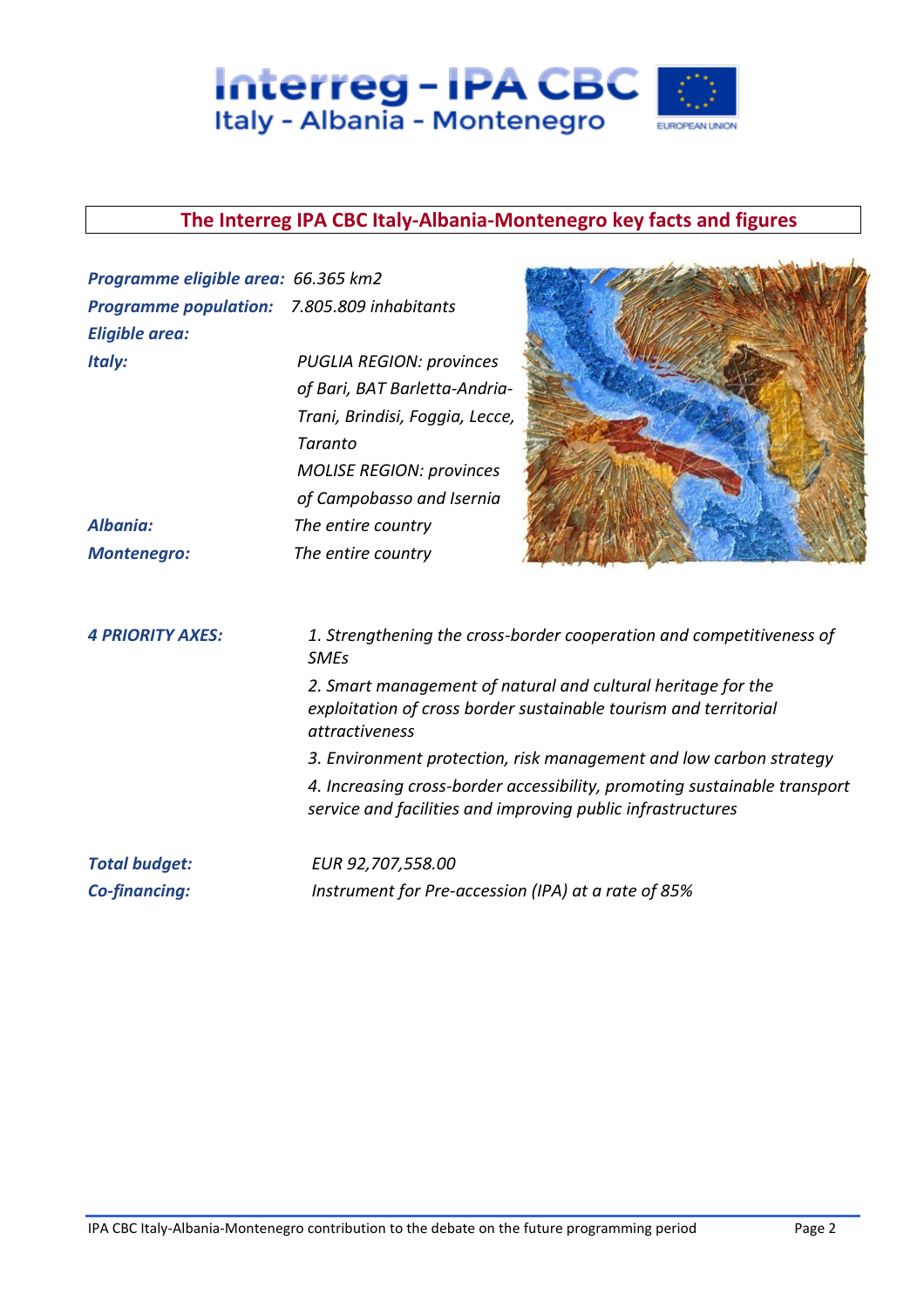## The Interreg IPA CBC Italy-Albania-Montenegro key facts and figures

***Programme eligible area:*** *66.365 km2*

***Programme population:*** *7.805.809 inhabitants*

***Eligible area:***

***Italy:*** *PUGLIA REGION: provinces of Bari, BAT Barletta-Andria-Trani, Brindisi, Foggia, Lecce, Taranto*
*MOLISE REGION: provinces of Campobasso and Isernia*

***Albania:*** *The entire country*

***Montenegro:*** *The entire country*

***4 PRIORITY AXES:***

1. *Strengthening the cross-border cooperation and competitiveness of SMEs*
2. *Smart management of natural and cultural heritage for the exploitation of cross border sustainable tourism and territorial attractiveness*
3. *Environment protection, risk management and low carbon strategy*
4. *Increasing cross-border accessibility, promoting sustainable transport service and facilities and improving public infrastructures*

***Total budget:*** *EUR 92,707,558.00*

***Co-financing:*** *Instrument for Pre-accession (IPA) at a rate of 85%*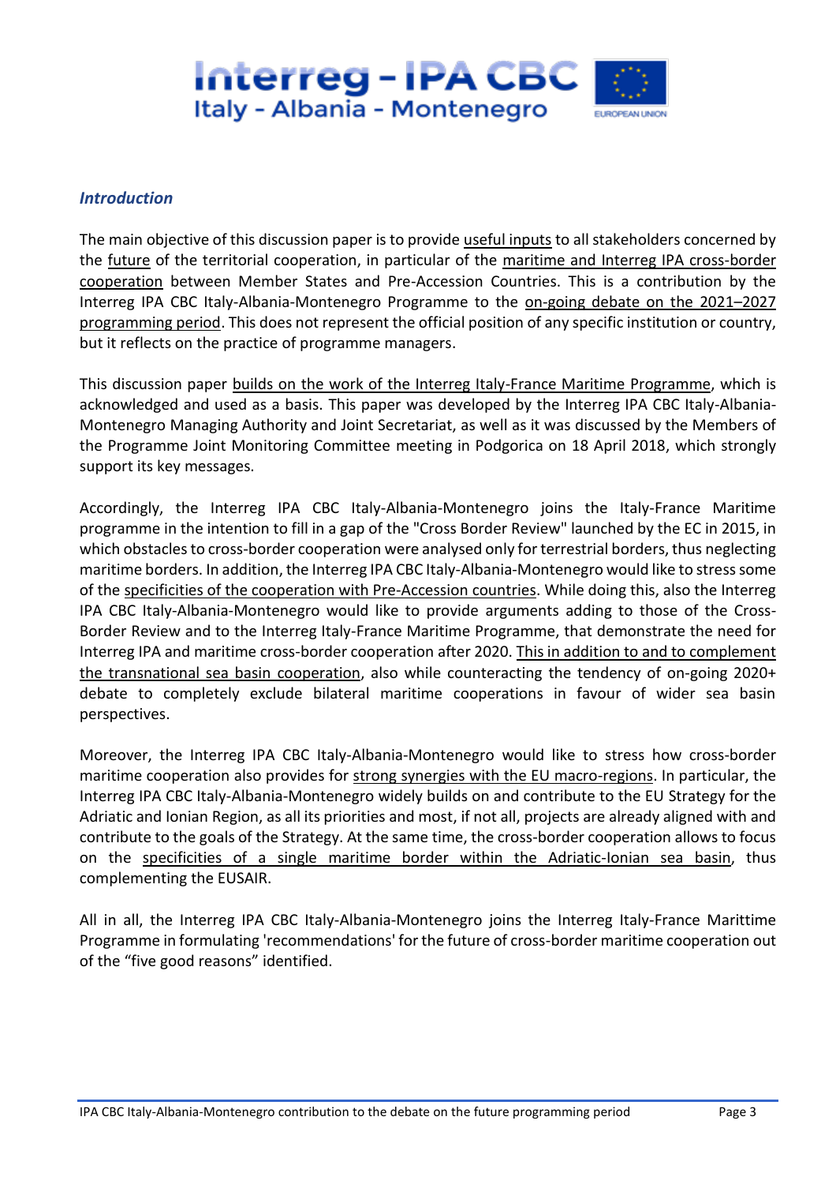### *Introduction*

The main objective of this discussion paper is to provide useful inputs to all stakeholders concerned by the future of the territorial cooperation, in particular of the maritime and Interreg IPA cross-border cooperation between Member States and Pre-Accession Countries. This is a contribution by the Interreg IPA CBC Italy-Albania-Montenegro Programme to the on-going debate on the 2021–2027 programming period. This does not represent the official position of any specific institution or country, but it reflects on the practice of programme managers.

This discussion paper builds on the work of the Interreg Italy-France Maritime Programme, which is acknowledged and used as a basis. This paper was developed by the Interreg IPA CBC Italy-Albania-Montenegro Managing Authority and Joint Secretariat, as well as it was discussed by the Members of the Programme Joint Monitoring Committee meeting in Podgorica on 18 April 2018, which strongly support its key messages.

Accordingly, the Interreg IPA CBC Italy-Albania-Montenegro joins the Italy-France Maritime programme in the intention to fill in a gap of the "Cross Border Review" launched by the EC in 2015, in which obstacles to cross-border cooperation were analysed only for terrestrial borders, thus neglecting maritime borders. In addition, the Interreg IPA CBC Italy-Albania-Montenegro would like to stress some of the specificities of the cooperation with Pre-Accession countries. While doing this, also the Interreg IPA CBC Italy-Albania-Montenegro would like to provide arguments adding to those of the Cross-Border Review and to the Interreg Italy-France Maritime Programme, that demonstrate the need for Interreg IPA and maritime cross-border cooperation after 2020. This in addition to and to complement the transnational sea basin cooperation, also while counteracting the tendency of on-going 2020+ debate to completely exclude bilateral maritime cooperations in favour of wider sea basin perspectives.

Moreover, the Interreg IPA CBC Italy-Albania-Montenegro would like to stress how cross-border maritime cooperation also provides for strong synergies with the EU macro-regions. In particular, the Interreg IPA CBC Italy-Albania-Montenegro widely builds on and contribute to the EU Strategy for the Adriatic and Ionian Region, as all its priorities and most, if not all, projects are already aligned with and contribute to the goals of the Strategy. At the same time, the cross-border cooperation allows to focus on the specificities of a single maritime border within the Adriatic-Ionian sea basin, thus complementing the EUSAIR.

All in all, the Interreg IPA CBC Italy-Albania-Montenegro joins the Interreg Italy-France Marittime Programme in formulating 'recommendations' for the future of cross-border maritime cooperation out of the “five good reasons” identified.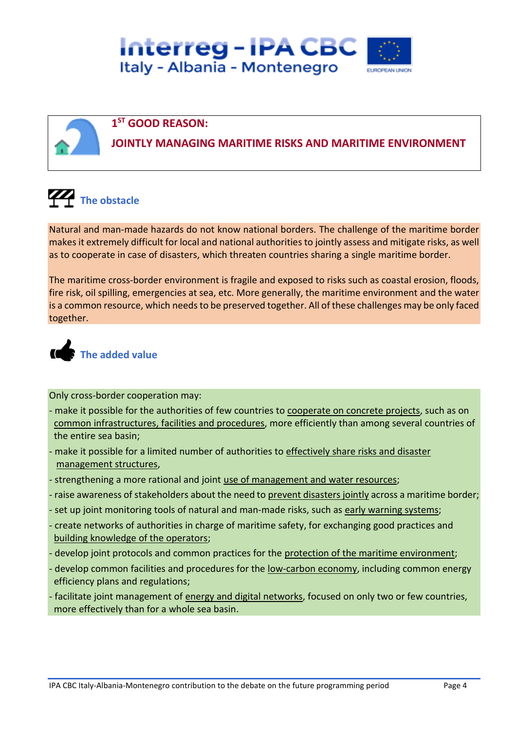## 1[ST] GOOD REASON:

## JOINTLY MANAGING MARITIME RISKS AND MARITIME ENVIRONMENT

### The obstacle

Natural and man-made hazards do not know national borders. The challenge of the maritime border makes it extremely difficult for local and national authorities to jointly assess and mitigate risks, as well as to cooperate in case of disasters, which threaten countries sharing a single maritime border.

The maritime cross-border environment is fragile and exposed to risks such as coastal erosion, floods, fire risk, oil spilling, emergencies at sea, etc. More generally, the maritime environment and the water is a common resource, which needs to be preserved together. All of these challenges may be only faced together.

### The added value

Only cross-border cooperation may:

- make it possible for the authorities of few countries to cooperate on concrete projects, such as on common infrastructures, facilities and procedures, more efficiently than among several countries of the entire sea basin;
- make it possible for a limited number of authorities to effectively share risks and disaster management structures,
- strengthening a more rational and joint use of management and water resources;
- raise awareness of stakeholders about the need to prevent disasters jointly across a maritime border;
- set up joint monitoring tools of natural and man-made risks, such as early warning systems;
- create networks of authorities in charge of maritime safety, for exchanging good practices and building knowledge of the operators;
- develop joint protocols and common practices for the protection of the maritime environment;
- develop common facilities and procedures for the low-carbon economy, including common energy efficiency plans and regulations;
- facilitate joint management of energy and digital networks, focused on only two or few countries, more effectively than for a whole sea basin.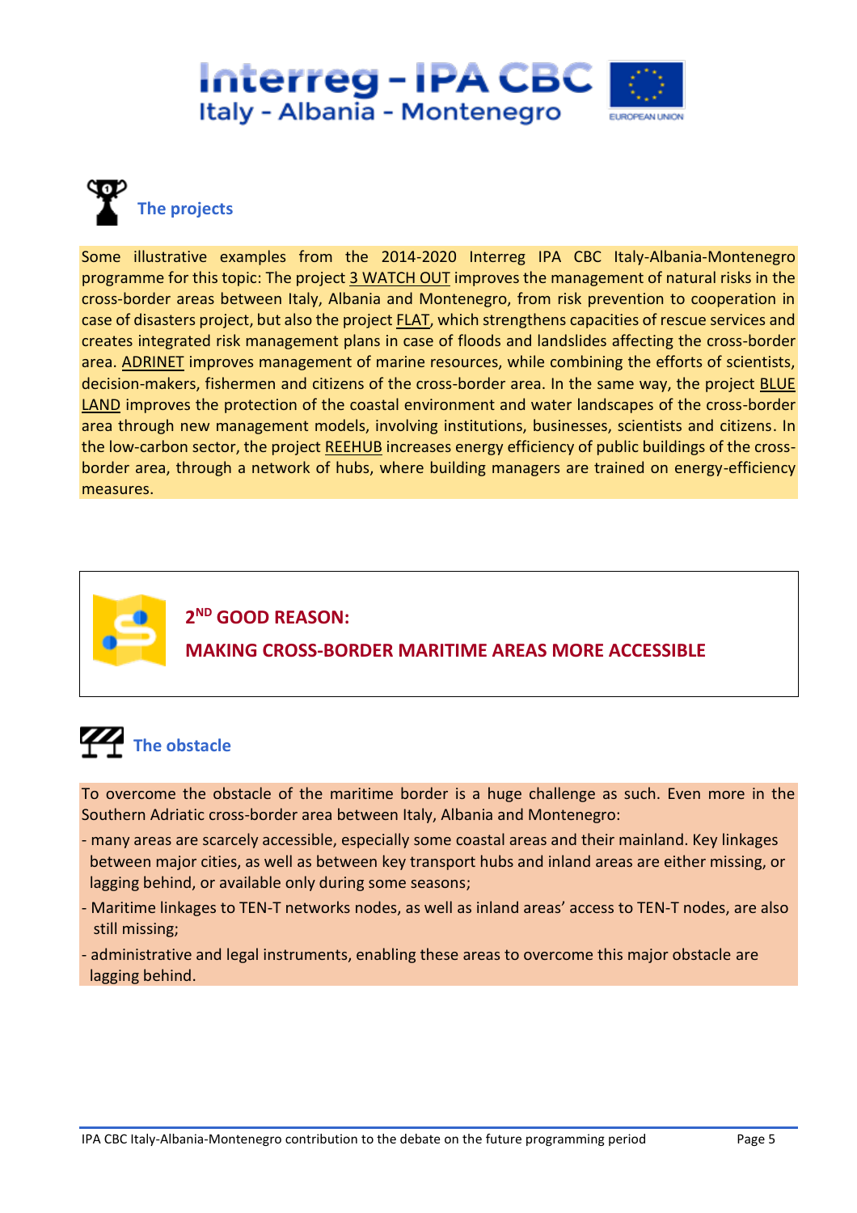## The projects

Some illustrative examples from the 2014-2020 Interreg IPA CBC Italy-Albania-Montenegro programme for this topic: The project 3 WATCH OUT improves the management of natural risks in the cross-border areas between Italy, Albania and Montenegro, from risk prevention to cooperation in case of disasters project, but also the project FLAT, which strengthens capacities of rescue services and creates integrated risk management plans in case of floods and landslides affecting the cross-border area. ADRINET improves management of marine resources, while combining the efforts of scientists, decision-makers, fishermen and citizens of the cross-border area. In the same way, the project BLUE LAND improves the protection of the coastal environment and water landscapes of the cross-border area through new management models, involving institutions, businesses, scientists and citizens. In the low-carbon sector, the project REEHUB increases energy efficiency of public buildings of the cross-border area, through a network of hubs, where building managers are trained on energy-efficiency measures.

## 2ND GOOD REASON: MAKING CROSS-BORDER MARITIME AREAS MORE ACCESSIBLE

## The obstacle

To overcome the obstacle of the maritime border is a huge challenge as such. Even more in the Southern Adriatic cross-border area between Italy, Albania and Montenegro:

- many areas are scarcely accessible, especially some coastal areas and their mainland. Key linkages between major cities, as well as between key transport hubs and inland areas are either missing, or lagging behind, or available only during some seasons;
- Maritime linkages to TEN-T networks nodes, as well as inland areas' access to TEN-T nodes, are also still missing;
- administrative and legal instruments, enabling these areas to overcome this major obstacle are lagging behind.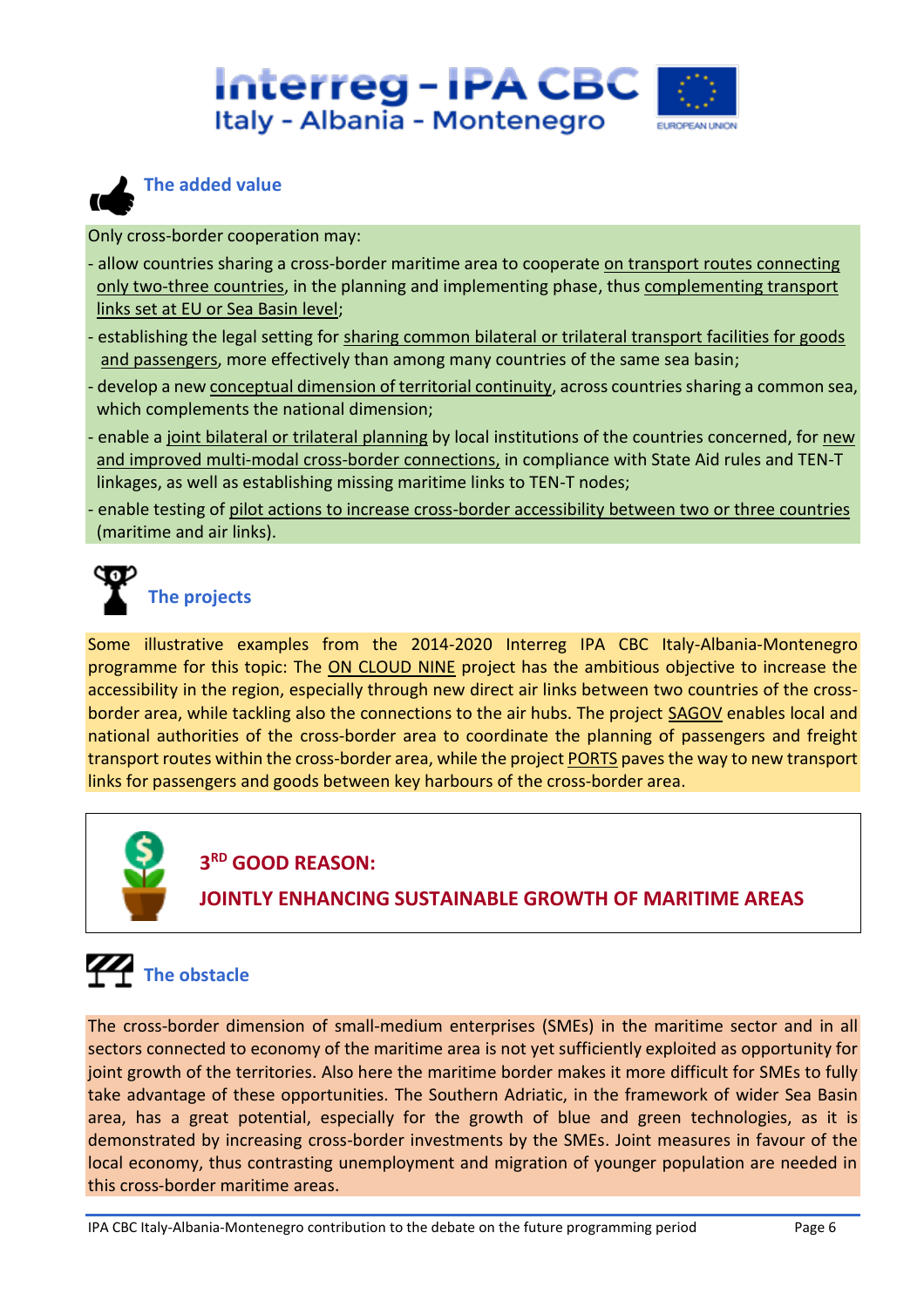### The added value

Only cross-border cooperation may:

- allow countries sharing a cross-border maritime area to cooperate on transport routes connecting only two-three countries, in the planning and implementing phase, thus complementing transport links set at EU or Sea Basin level;
- establishing the legal setting for sharing common bilateral or trilateral transport facilities for goods and passengers, more effectively than among many countries of the same sea basin;
- develop a new conceptual dimension of territorial continuity, across countries sharing a common sea, which complements the national dimension;
- enable a joint bilateral or trilateral planning by local institutions of the countries concerned, for new and improved multi-modal cross-border connections, in compliance with State Aid rules and TEN-T linkages, as well as establishing missing maritime links to TEN-T nodes;
- enable testing of pilot actions to increase cross-border accessibility between two or three countries (maritime and air links).

### The projects

Some illustrative examples from the 2014-2020 Interreg IPA CBC Italy-Albania-Montenegro programme for this topic: The ON CLOUD NINE project has the ambitious objective to increase the accessibility in the region, especially through new direct air links between two countries of the cross-border area, while tackling also the connections to the air hubs. The project SAGOV enables local and national authorities of the cross-border area to coordinate the planning of passengers and freight transport routes within the cross-border area, while the project PORTS paves the way to new transport links for passengers and goods between key harbours of the cross-border area.

## 3RD GOOD REASON:
## JOINTLY ENHANCING SUSTAINABLE GROWTH OF MARITIME AREAS

### The obstacle

The cross-border dimension of small-medium enterprises (SMEs) in the maritime sector and in all sectors connected to economy of the maritime area is not yet sufficiently exploited as opportunity for joint growth of the territories. Also here the maritime border makes it more difficult for SMEs to fully take advantage of these opportunities. The Southern Adriatic, in the framework of wider Sea Basin area, has a great potential, especially for the growth of blue and green technologies, as it is demonstrated by increasing cross-border investments by the SMEs. Joint measures in favour of the local economy, thus contrasting unemployment and migration of younger population are needed in this cross-border maritime areas.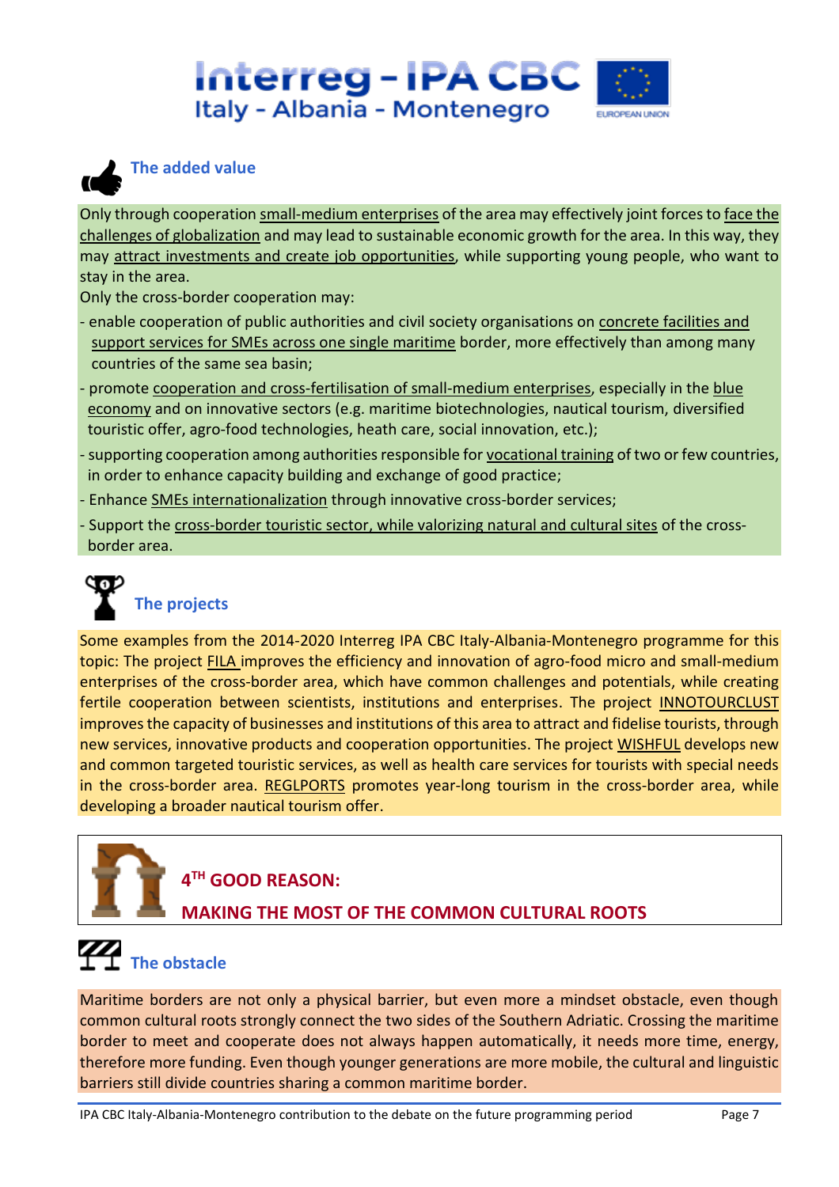## The added value

Only through cooperation small-medium enterprises of the area may effectively joint forces to face the challenges of globalization and may lead to sustainable economic growth for the area. In this way, they may attract investments and create job opportunities, while supporting young people, who want to stay in the area.

Only the cross-border cooperation may:

- enable cooperation of public authorities and civil society organisations on concrete facilities and support services for SMEs across one single maritime border, more effectively than among many countries of the same sea basin;
- promote cooperation and cross-fertilisation of small-medium enterprises, especially in the blue economy and on innovative sectors (e.g. maritime biotechnologies, nautical tourism, diversified touristic offer, agro-food technologies, heath care, social innovation, etc.);
- supporting cooperation among authorities responsible for vocational training of two or few countries, in order to enhance capacity building and exchange of good practice;
- Enhance SMEs internationalization through innovative cross-border services;
- Support the cross-border touristic sector, while valorizing natural and cultural sites of the cross-border area.

## The projects

Some examples from the 2014-2020 Interreg IPA CBC Italy-Albania-Montenegro programme for this topic: The project FILA improves the efficiency and innovation of agro-food micro and small-medium enterprises of the cross-border area, which have common challenges and potentials, while creating fertile cooperation between scientists, institutions and enterprises. The project INNOTOURCLUST improves the capacity of businesses and institutions of this area to attract and fidelise tourists, through new services, innovative products and cooperation opportunities. The project WISHFUL develops new and common targeted touristic services, as well as health care services for tourists with special needs in the cross-border area. REGLPORTS promotes year-long tourism in the cross-border area, while developing a broader nautical tourism offer.

# 4TH GOOD REASON: MAKING THE MOST OF THE COMMON CULTURAL ROOTS

## The obstacle

Maritime borders are not only a physical barrier, but even more a mindset obstacle, even though common cultural roots strongly connect the two sides of the Southern Adriatic. Crossing the maritime border to meet and cooperate does not always happen automatically, it needs more time, energy, therefore more funding. Even though younger generations are more mobile, the cultural and linguistic barriers still divide countries sharing a common maritime border.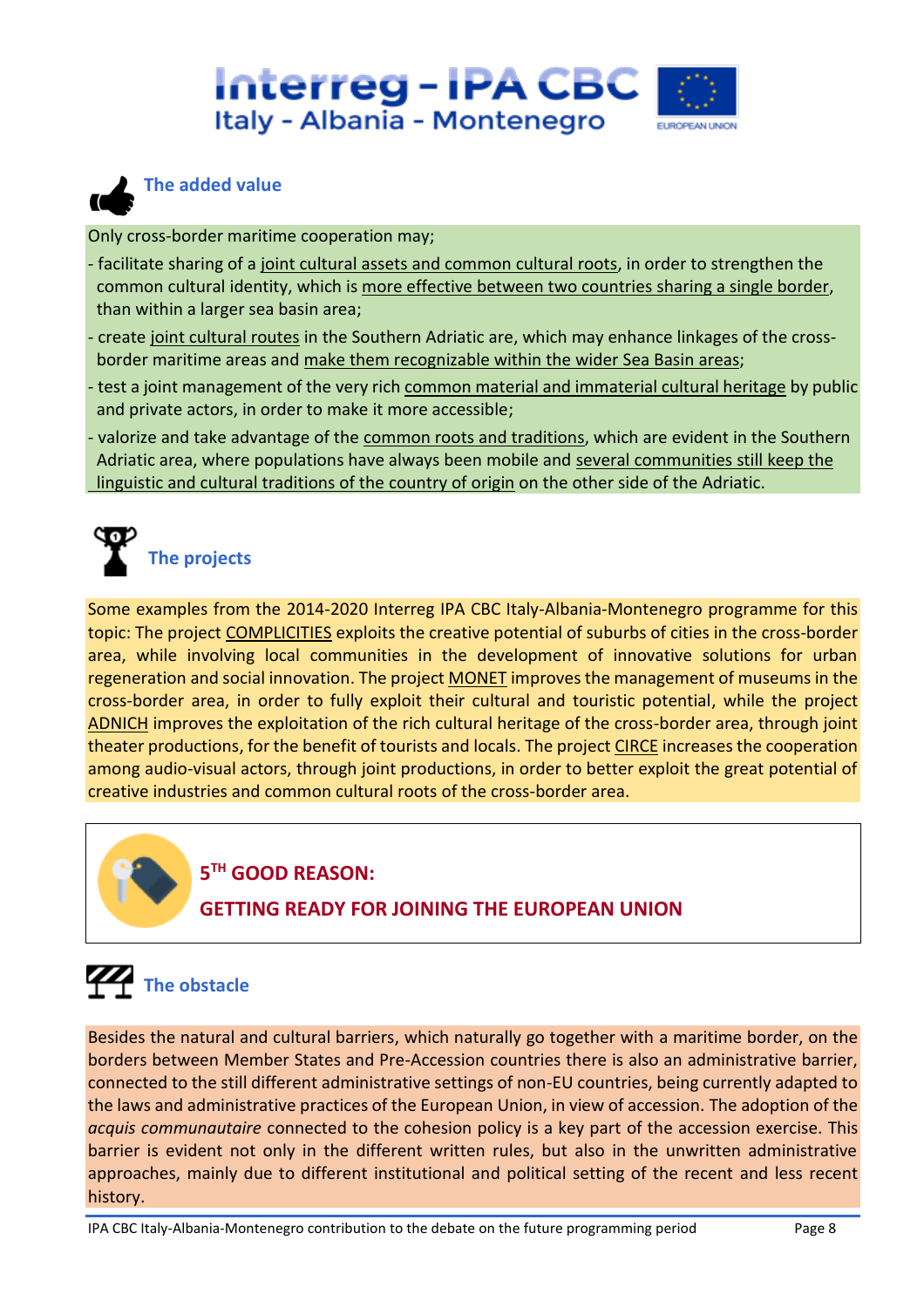### The added value

Only cross-border maritime cooperation may;

- facilitate sharing of a joint cultural assets and common cultural roots, in order to strengthen the common cultural identity, which is more effective between two countries sharing a single border, than within a larger sea basin area;
- create joint cultural routes in the Southern Adriatic are, which may enhance linkages of the cross-border maritime areas and make them recognizable within the wider Sea Basin areas;
- test a joint management of the very rich common material and immaterial cultural heritage by public and private actors, in order to make it more accessible;
- valorize and take advantage of the common roots and traditions, which are evident in the Southern Adriatic area, where populations have always been mobile and several communities still keep the linguistic and cultural traditions of the country of origin on the other side of the Adriatic.

### The projects

Some examples from the 2014-2020 Interreg IPA CBC Italy-Albania-Montenegro programme for this topic: The project COMPLICITIES exploits the creative potential of suburbs of cities in the cross-border area, while involving local communities in the development of innovative solutions for urban regeneration and social innovation. The project MONET improves the management of museums in the cross-border area, in order to fully exploit their cultural and touristic potential, while the project ADNICH improves the exploitation of the rich cultural heritage of the cross-border area, through joint theater productions, for the benefit of tourists and locals. The project CIRCE increases the cooperation among audio-visual actors, through joint productions, in order to better exploit the great potential of creative industries and common cultural roots of the cross-border area.

## 5TH GOOD REASON: GETTING READY FOR JOINING THE EUROPEAN UNION

### The obstacle

Besides the natural and cultural barriers, which naturally go together with a maritime border, on the borders between Member States and Pre-Accession countries there is also an administrative barrier, connected to the still different administrative settings of non-EU countries, being currently adapted to the laws and administrative practices of the European Union, in view of accession. The adoption of the *acquis communautaire* connected to the cohesion policy is a key part of the accession exercise. This barrier is evident not only in the different written rules, but also in the unwritten administrative approaches, mainly due to different institutional and political setting of the recent and less recent history.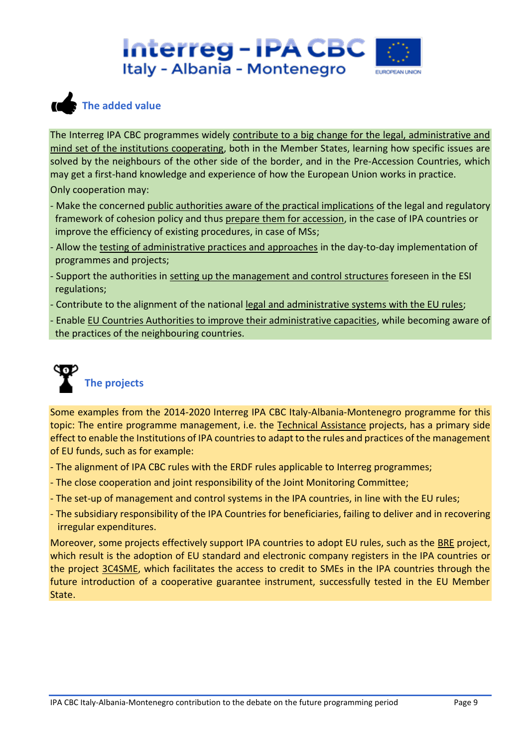## The added value

The Interreg IPA CBC programmes widely contribute to a big change for the legal, administrative and mind set of the institutions cooperating, both in the Member States, learning how specific issues are solved by the neighbours of the other side of the border, and in the Pre-Accession Countries, which may get a first-hand knowledge and experience of how the European Union works in practice.

Only cooperation may:

- Make the concerned public authorities aware of the practical implications of the legal and regulatory framework of cohesion policy and thus prepare them for accession, in the case of IPA countries or improve the efficiency of existing procedures, in case of MSs;
- Allow the testing of administrative practices and approaches in the day-to-day implementation of programmes and projects;
- Support the authorities in setting up the management and control structures foreseen in the ESI regulations;
- Contribute to the alignment of the national legal and administrative systems with the EU rules;
- Enable EU Countries Authorities to improve their administrative capacities, while becoming aware of the practices of the neighbouring countries.

## The projects

Some examples from the 2014-2020 Interreg IPA CBC Italy-Albania-Montenegro programme for this topic: The entire programme management, i.e. the Technical Assistance projects, has a primary side effect to enable the Institutions of IPA countries to adapt to the rules and practices of the management of EU funds, such as for example:

- The alignment of IPA CBC rules with the ERDF rules applicable to Interreg programmes;
- The close cooperation and joint responsibility of the Joint Monitoring Committee;
- The set-up of management and control systems in the IPA countries, in line with the EU rules;
- The subsidiary responsibility of the IPA Countries for beneficiaries, failing to deliver and in recovering irregular expenditures.

Moreover, some projects effectively support IPA countries to adopt EU rules, such as the BRE project, which result is the adoption of EU standard and electronic company registers in the IPA countries or the project 3C4SME, which facilitates the access to credit to SMEs in the IPA countries through the future introduction of a cooperative guarantee instrument, successfully tested in the EU Member State.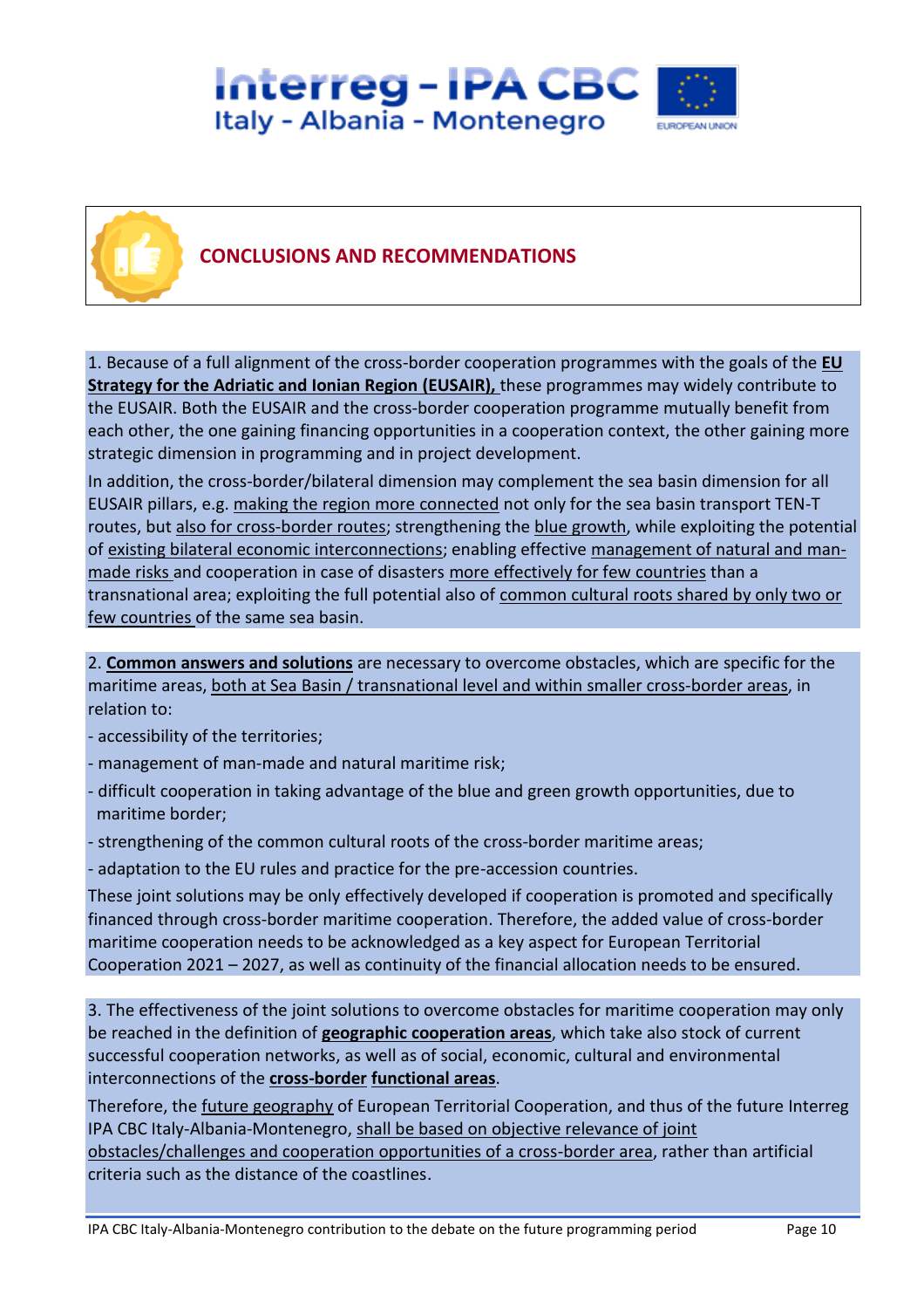## CONCLUSIONS AND RECOMMENDATIONS

1. Because of a full alignment of the cross-border cooperation programmes with the goals of the **EU Strategy for the Adriatic and Ionian Region (EUSAIR),** these programmes may widely contribute to the EUSAIR. Both the EUSAIR and the cross-border cooperation programme mutually benefit from each other, the one gaining financing opportunities in a cooperation context, the other gaining more strategic dimension in programming and in project development.

In addition, the cross-border/bilateral dimension may complement the sea basin dimension for all EUSAIR pillars, e.g. making the region more connected not only for the sea basin transport TEN-T routes, but also for cross-border routes; strengthening the blue growth, while exploiting the potential of existing bilateral economic interconnections; enabling effective management of natural and man-made risks and cooperation in case of disasters more effectively for few countries than a transnational area; exploiting the full potential also of common cultural roots shared by only two or few countries of the same sea basin.

2. **Common answers and solutions** are necessary to overcome obstacles, which are specific for the maritime areas, both at Sea Basin / transnational level and within smaller cross-border areas, in relation to:

- accessibility of the territories;
- management of man-made and natural maritime risk;
- difficult cooperation in taking advantage of the blue and green growth opportunities, due to maritime border;
- strengthening of the common cultural roots of the cross-border maritime areas;
- adaptation to the EU rules and practice for the pre-accession countries.

These joint solutions may be only effectively developed if cooperation is promoted and specifically financed through cross-border maritime cooperation. Therefore, the added value of cross-border maritime cooperation needs to be acknowledged as a key aspect for European Territorial Cooperation 2021 – 2027, as well as continuity of the financial allocation needs to be ensured.

3. The effectiveness of the joint solutions to overcome obstacles for maritime cooperation may only be reached in the definition of **geographic cooperation areas**, which take also stock of current successful cooperation networks, as well as of social, economic, cultural and environmental interconnections of the **cross-border functional areas**.

Therefore, the future geography of European Territorial Cooperation, and thus of the future Interreg IPA CBC Italy-Albania-Montenegro, shall be based on objective relevance of joint obstacles/challenges and cooperation opportunities of a cross-border area, rather than artificial criteria such as the distance of the coastlines.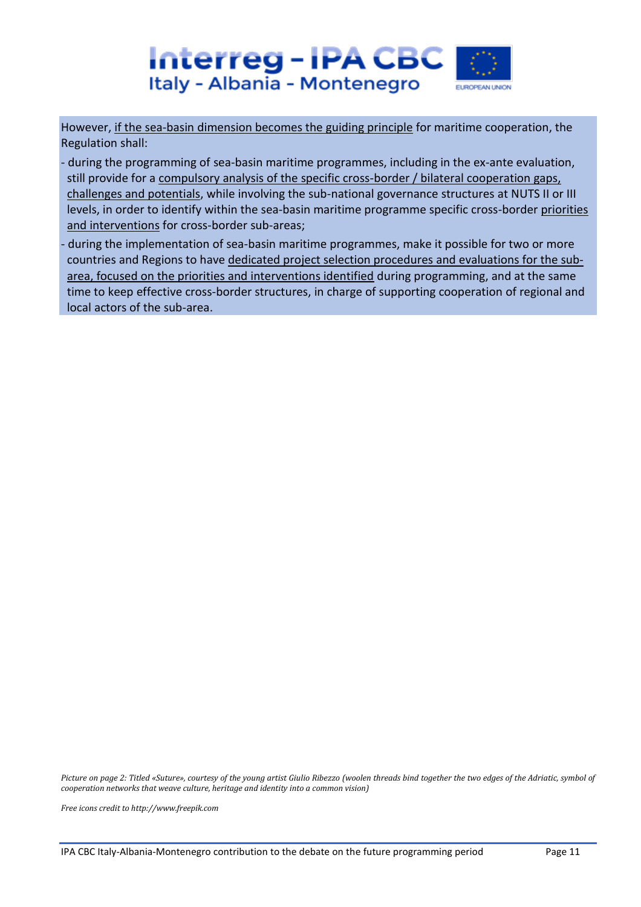However, if the sea-basin dimension becomes the guiding principle for maritime cooperation, the Regulation shall:

- during the programming of sea-basin maritime programmes, including in the ex-ante evaluation, still provide for a compulsory analysis of the specific cross-border / bilateral cooperation gaps, challenges and potentials, while involving the sub-national governance structures at NUTS II or III levels, in order to identify within the sea-basin maritime programme specific cross-border priorities and interventions for cross-border sub-areas;
- during the implementation of sea-basin maritime programmes, make it possible for two or more countries and Regions to have dedicated project selection procedures and evaluations for the sub-area, focused on the priorities and interventions identified during programming, and at the same time to keep effective cross-border structures, in charge of supporting cooperation of regional and local actors of the sub-area.

*Picture on page 2: Titled «Suture», courtesy of the young artist Giulio Ribezzo (woolen threads bind together the two edges of the Adriatic, symbol of cooperation networks that weave culture, heritage and identity into a common vision)*

*Free icons credit to http://www.freepik.com*